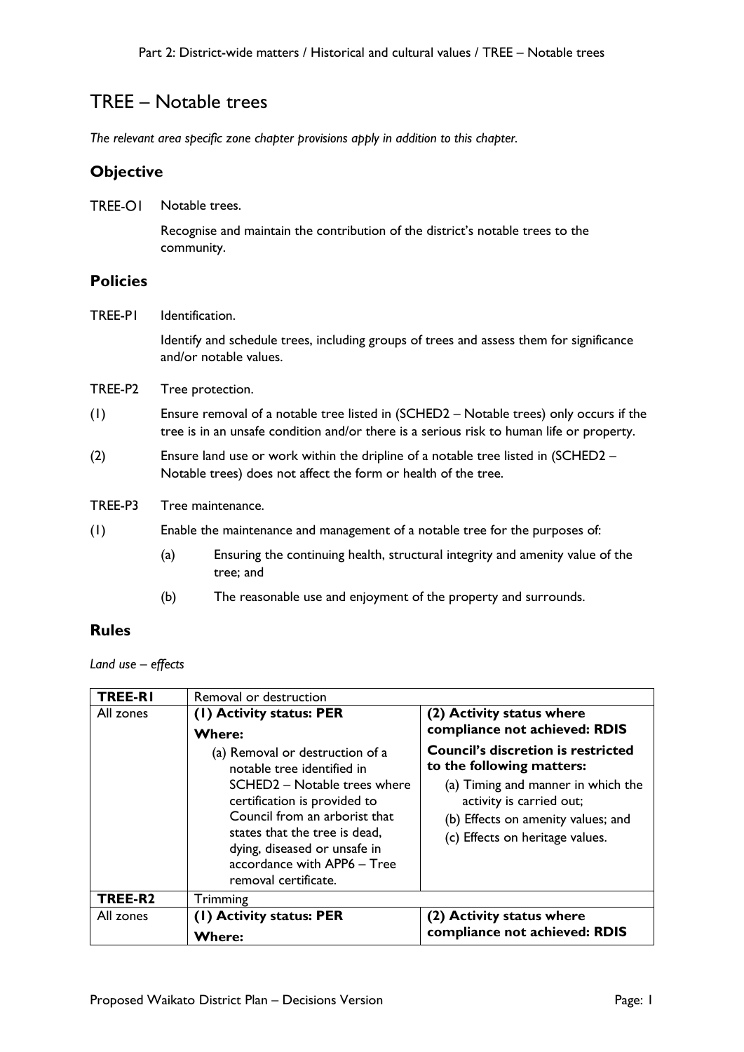# TREE – Notable trees

*The relevant area specific zone chapter provisions apply in addition to this chapter.*

## Objective

TREE-O1 Notable trees.

Recognise and maintain the contribution of the district's notable trees to the community.

## Policies

TREE-P1 Identification.

Identify and schedule trees, including groups of trees and assess them for significance and/or notable values.

TREE-P2 Tree protection.

(1) Ensure removal of a notable tree listed in (SCHED2 – Notable trees) only occurs if the tree is in an unsafe condition and/or there is a serious risk to human life or property.

(2) Ensure land use or work within the dripline of a notable tree listed in (SCHED2 – Notable trees) does not affect the form or health of the tree.

TREE-P3 Tree maintenance.

(1) Enable the maintenance and management of a notable tree for the purposes of:

(a) Ensuring the continuing health, structural integrity and amenity value of the tree; and

(b) The reasonable use and enjoyment of the property and surrounds.

## Rules

*Land use – effects*

| **TREE-R1** | Removal or destruction | |
|---|---|---|
| All zones | **(1) Activity status: PER**<br>**Where:**<br>(a) Removal or destruction of a notable tree identified in SCHED2 – Notable trees where certification is provided to Council from an arborist that states that the tree is dead, dying, diseased or unsafe in accordance with APP6 – Tree removal certificate. | **(2) Activity status where compliance not achieved: RDIS**<br>**Council's discretion is restricted to the following matters:**<br>(a) Timing and manner in which the activity is carried out;<br>(b) Effects on amenity values; and<br>(c) Effects on heritage values. |
| **TREE-R2** | Trimming | |
| All zones | **(1) Activity status: PER**<br>**Where:** | **(2) Activity status where compliance not achieved: RDIS** |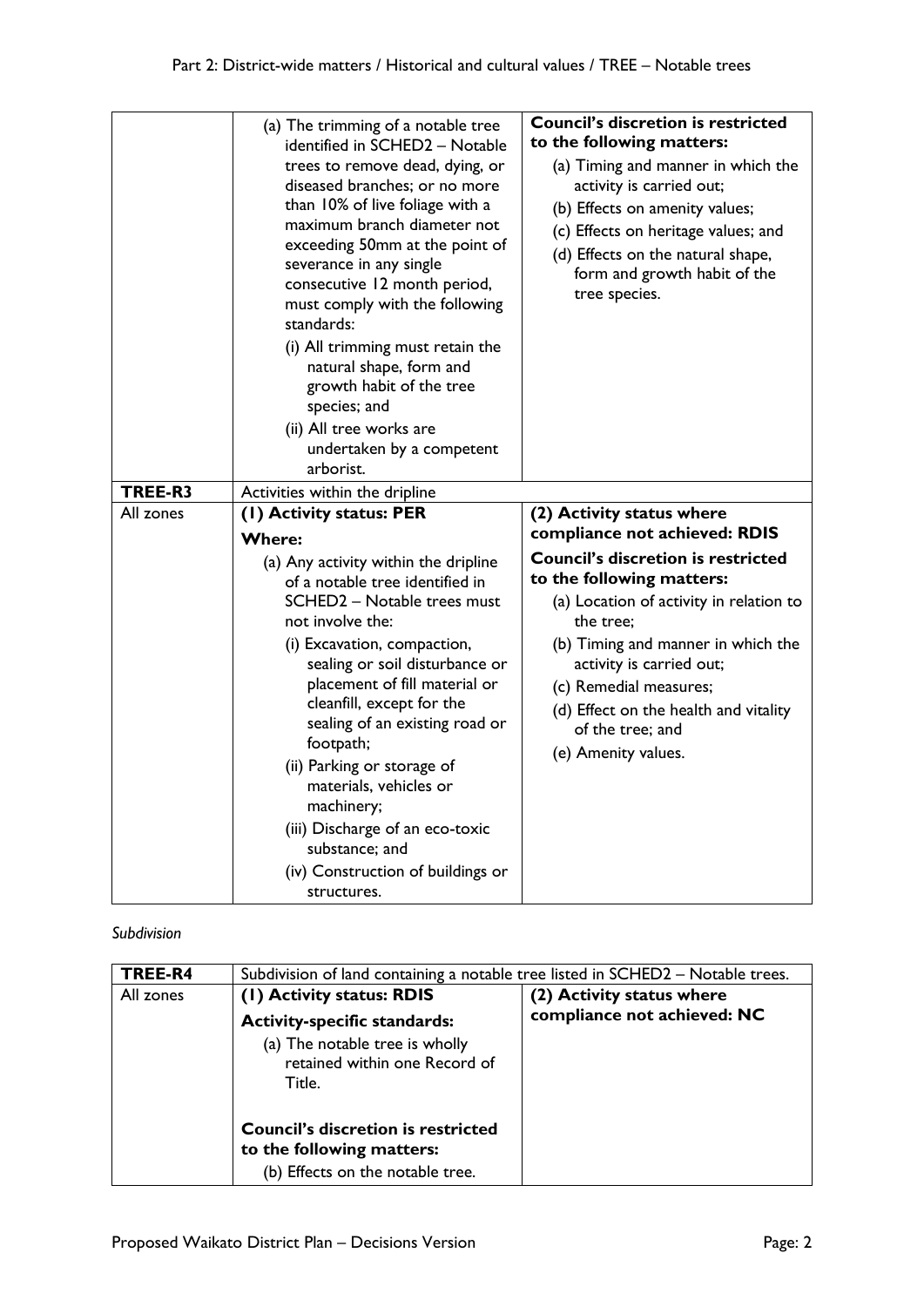| | | |
|---|---|---|
| | (a) The trimming of a notable tree identified in SCHED2 – Notable trees to remove dead, dying, or diseased branches; or no more than 10% of live foliage with a maximum branch diameter not exceeding 50mm at the point of severance in any single consecutive 12 month period, must comply with the following standards:<br>(i) All trimming must retain the natural shape, form and growth habit of the tree species; and<br>(ii) All tree works are undertaken by a competent arborist. | **Council's discretion is restricted to the following matters:**<br>(a) Timing and manner in which the activity is carried out;<br>(b) Effects on amenity values;<br>(c) Effects on heritage values; and<br>(d) Effects on the natural shape, form and growth habit of the tree species. |
| **TREE-R3** | Activities within the dripline | |
| All zones | **(1) Activity status: PER**<br>**Where:**<br>(a) Any activity within the dripline of a notable tree identified in SCHED2 – Notable trees must not involve the:<br>(i) Excavation, compaction, sealing or soil disturbance or placement of fill material or cleanfill, except for the sealing of an existing road or footpath;<br>(ii) Parking or storage of materials, vehicles or machinery;<br>(iii) Discharge of an eco-toxic substance; and<br>(iv) Construction of buildings or structures. | **(2) Activity status where compliance not achieved: RDIS**<br>**Council's discretion is restricted to the following matters:**<br>(a) Location of activity in relation to the tree;<br>(b) Timing and manner in which the activity is carried out;<br>(c) Remedial measures;<br>(d) Effect on the health and vitality of the tree; and<br>(e) Amenity values. |

*Subdivision*

| | | |
|---|---|---|
| **TREE-R4** | Subdivision of land containing a notable tree listed in SCHED2 – Notable trees. | |
| All zones | **(1) Activity status: RDIS**<br>**Activity-specific standards:**<br>(a) The notable tree is wholly retained within one Record of Title.<br><br>**Council's discretion is restricted to the following matters:**<br>(b) Effects on the notable tree. | **(2) Activity status where compliance not achieved: NC** |